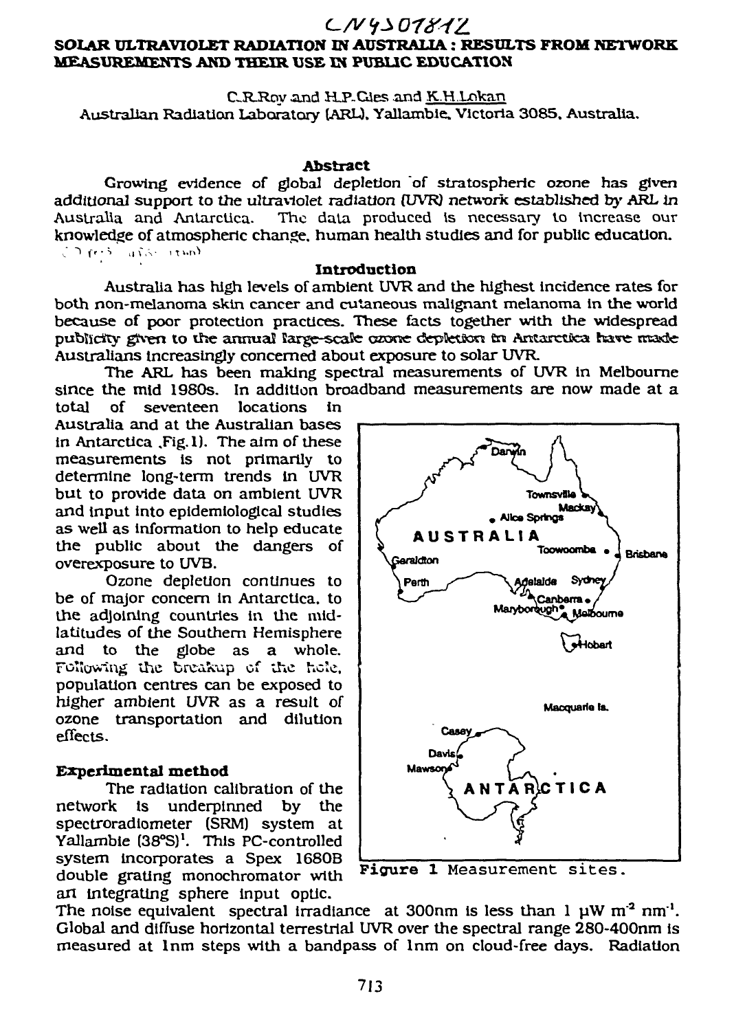CN9307812

# SOLAR ULTRAVIOLET RADIATION IN AUSTRALIA : RESULTS FROM NETWORK MEASUREMENTS AND THEIR USE IN PUBLIC EDUCATION

C.R.Roy and H.P.Gies and K.H.Lokan

Australian Radiation Laboratory (ARL), Yallambie, Victoria 3085, Australia.

## Abstract

Growing evidence of global depletion of stratospheric ozone has given additional support to the ultraviolet radiation (UVR) network established by ARL in Australia and Antarctica. The data produced is necessary to increase our knowledge of atmospheric change, human health studies and for public education.

## Introduction

Australia has high levels of ambient UVR and the highest incidence rates for both non-melanoma skin cancer and cutaneous malignant melanoma in the world because of poor protection practices. These facts together with the widespread publicity given to the annual large-scale ozone depletion in Antarctica have made Australians increasingly concerned about exposure to solar UVR.

The ARL has been making spectral measurements of UVR in Melbourne since the mid 1980s. In addition broadband measurements are now made at a total of seventeen locations in Australia and at the Australian bases in Antarctica ,Fig.1). The aim of these measurements is not primarily to determine long-term trends in UVR but to provide data on ambient UVR and input into epidemiological studies as well as information to help educate the public about the dangers of overexposure to UVB.

Ozone depletion continues to be of major concern in Antarctica, to the adjoining countries in the mid-latitudes of the Southern Hemisphere and to the globe as a whole. Following the breakup of the hole, population centres can be exposed to higher ambient UVR as a result of ozone transportation and dilution effects.

Figure 1 Measurement sites.

## Experimental method

The radiation calibration of the network is underpinned by the spectroradiometer (SRM) system at Yallambie (38°S)[1]. This PC-controlled system incorporates a Spex 1680B double grating monochromator with an integrating sphere input optic. The noise equivalent spectral irradiance at 300nm is less than 1 $\mu W\ m^{-2}\ nm^{-1}$. Global and diffuse horizontal terrestrial UVR over the spectral range 280-400nm is measured at 1nm steps with a bandpass of 1nm on cloud-free days. Radiation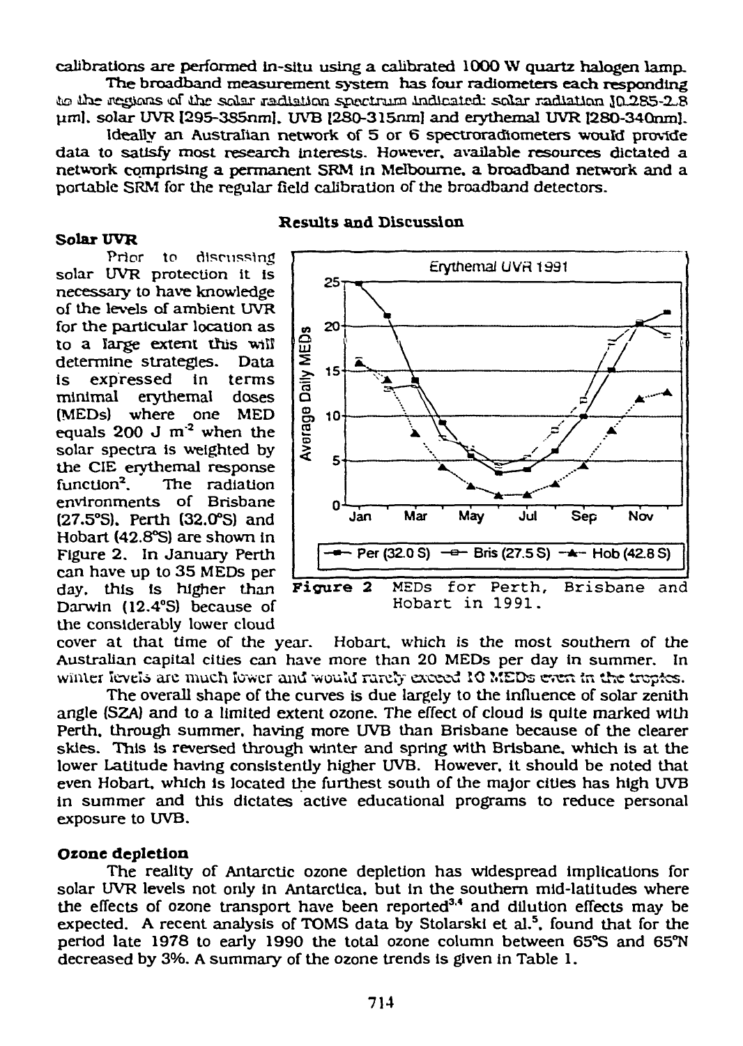calibrations are performed in-situ using a calibrated 1000 W quartz halogen lamp.

The broadband measurement system has four radiometers each responding to the regions of the solar radiation spectrum indicated: solar radiation [0.285-2.8 µm], solar UVR [295-385nm], UVB [280-315nm] and erythemal UVR [280-340nm].

Ideally an Australian network of 5 or 6 spectroradiometers would provide data to satisfy most research interests. However, available resources dictated a network comprising a permanent SRM in Melbourne, a broadband network and a portable SRM for the regular field calibration of the broadband detectors.

## Results and Discussion

### Solar UVR

Prior to discussing solar UVR protection it is necessary to have knowledge of the levels of ambient UVR for the particular location as to a large extent this will determine strategies. Data is expressed in terms minimal erythemal doses (MEDs) where one MED equals 200 J m$^{-2}$ when the solar spectra is weighted by the CIE erythemal response function[2]. The radiation environments of Brisbane (27.5°S), Perth (32.0°S) and Hobart (42.8°S) are shown in Figure 2. In January Perth can have up to 35 MEDs per day, this is higher than Darwin (12.4°S) because of the considerably lower cloud cover at that time of the year. Hobart, which is the most southern of the Australian capital cities can have more than 20 MEDs per day in summer. In winter levels are much lower and would rarely exceed 10 MEDs even in the tropics.

**Figure 2** MEDs for Perth, Brisbane and Hobart in 1991.

The overall shape of the curves is due largely to the influence of solar zenith angle (SZA) and to a limited extent ozone. The effect of cloud is quite marked with Perth, through summer, having more UVB than Brisbane because of the clearer skies. This is reversed through winter and spring with Brisbane, which is at the lower Latitude having consistently higher UVB. However, it should be noted that even Hobart, which is located the furthest south of the major cities has high UVB in summer and this dictates active educational programs to reduce personal exposure to UVB.

### Ozone depletion

The reality of Antarctic ozone depletion has widespread implications for solar UVR levels not only in Antarctica, but in the southern mid-latitudes where the effects of ozone transport have been reported[3,4] and dilution effects may be expected. A recent analysis of TOMS data by Stolarski et al.[5], found that for the period late 1978 to early 1990 the total ozone column between 65°S and 65°N decreased by 3%. A summary of the ozone trends is given in Table 1.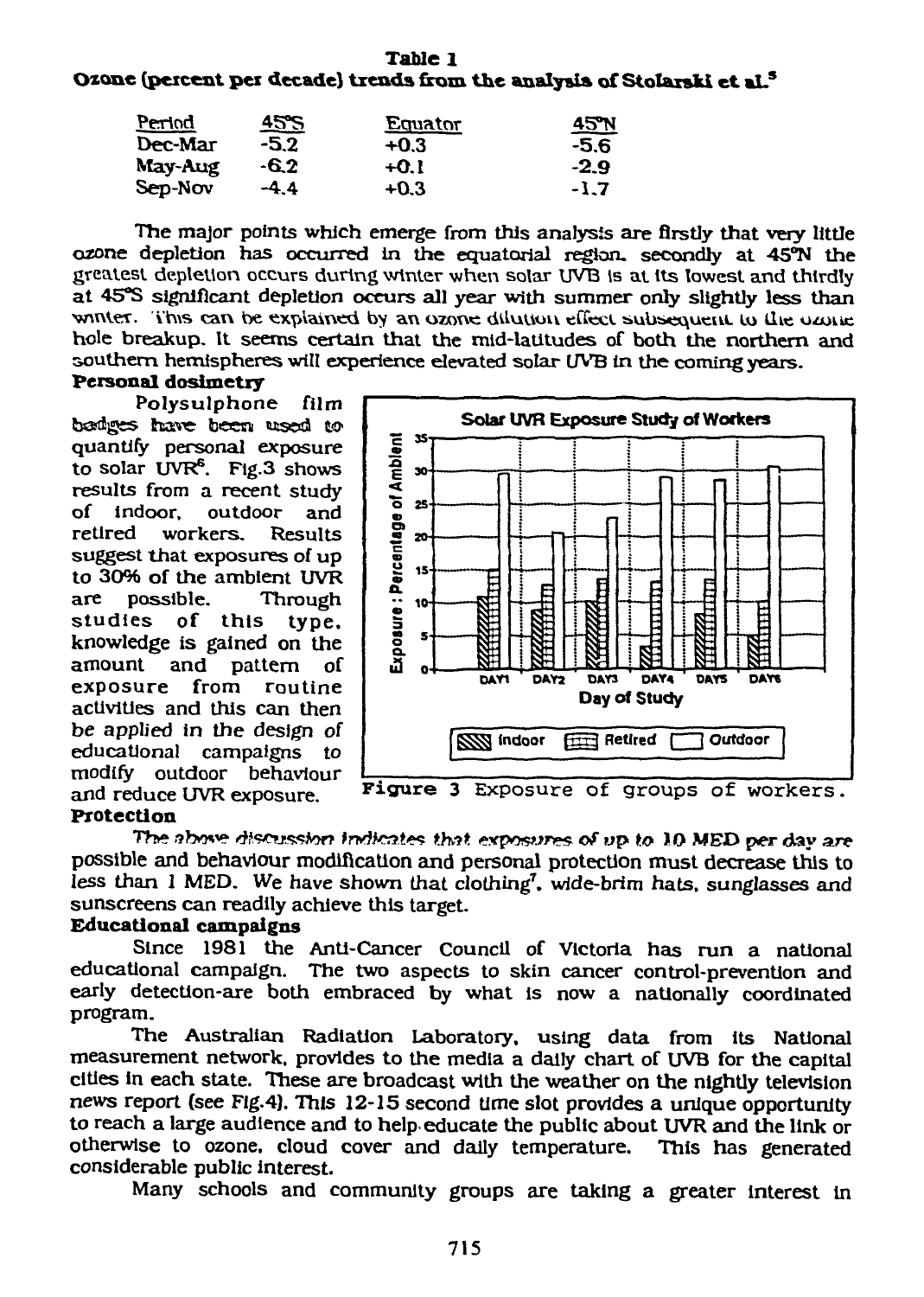**Table 1**
**Ozone (percent per decade) trends from the analysis of Stolarski et al.[5]**

| Period | 45°S | Equator | 45°N |
|---|---|---|---|
| Dec-Mar | -5.2 | +0.3 | -5.6 |
| May-Aug | -6.2 | +0.1 | -2.9 |
| Sep-Nov | -4.4 | +0.3 | -1.7 |

The major points which emerge from this analysis are firstly that very little ozone depletion has occurred in the equatorial region. secondly at 45°N the greatest depletion occurs during winter when solar UVB is at its lowest and thirdly at 45°S significant depletion occurs all year with summer only slightly less than winter. This can be explained by an ozone dilution effect subsequent to the ozone hole breakup. It seems certain that the mid-latitudes of both the northern and southern hemispheres will experience elevated solar UVB in the coming years.

**Personal dosimetry**

Polysulphone film badges have been used to quantify personal exposure to solar UVR[6]. Fig.3 shows results from a recent study of indoor, outdoor and retired workers. Results suggest that exposures of up to 30% of the ambient UVR are possible. Through studies of this type, knowledge is gained on the amount and pattern of exposure from routine activities and this can then be applied in the design of educational campaigns to modify outdoor behaviour and reduce UVR exposure.

Figure 3 Exposure of groups of workers.

**Protection**

The above discussion indicates that exposures of up to 10 MED per day are possible and behaviour modification and personal protection must decrease this to less than 1 MED. We have shown that clothing[7], wide-brim hats, sunglasses and sunscreens can readily achieve this target.

**Educational campaigns**

Since 1981 the Anti-Cancer Council of Victoria has run a national educational campaign. The two aspects to skin cancer control-prevention and early detection-are both embraced by what is now a nationally coordinated program.

The Australian Radiation Laboratory, using data from its National measurement network, provides to the media a daily chart of UVB for the capital cities in each state. These are broadcast with the weather on the nightly television news report (see Fig.4). This 12-15 second time slot provides a unique opportunity to reach a large audience and to help educate the public about UVR and the link or otherwise to ozone, cloud cover and daily temperature. This has generated considerable public interest.

Many schools and community groups are taking a greater interest in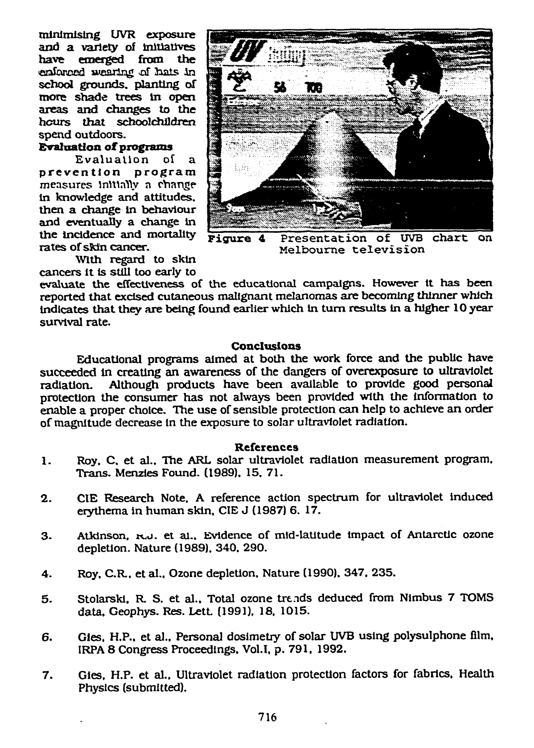minimising UVR exposure and a variety of initiatives have emerged from the enforced wearing of hats in school grounds, planting of more shade trees in open areas and changes to the hours that schoolchildren spend outdoors.

**Evaluation of programs**

Evaluation of a prevention program measures initially a change in knowledge and attitudes, then a change in behaviour and eventually a change in the incidence and mortality rates of skin cancer.

With regard to skin cancers it is still too early to evaluate the effectiveness of the educational campaigns. However it has been reported that excised cutaneous malignant melanomas are becoming thinner which indicates that they are being found earlier which in turn results in a higher 10 year survival rate.

Figure 4 Presentation of UVB chart on Melbourne television

## Conclusions

Educational programs aimed at both the work force and the public have succeeded in creating an awareness of the dangers of overexposure to ultraviolet radiation. Although products have been available to provide good personal protection the consumer has not always been provided with the information to enable a proper choice. The use of sensible protection can help to achieve an order of magnitude decrease in the exposure to solar ultraviolet radiation.

## References

1. Roy, C, et al., The ARL solar ultraviolet radiation measurement program, Trans. Menzies Found. (1989), 15, 71.
2. CIE Research Note, A reference action spectrum for ultraviolet induced erythema in human skin, CIE J (1987) 6, 17.
3. Atkinson, R.J. et al., Evidence of mid-latitude impact of Antarctic ozone depletion. Nature (1989), 340, 290.
4. Roy, C.R., et al., Ozone depletion, Nature (1990), 347, 235.
5. Stolarski, R. S. et al., Total ozone trends deduced from Nimbus 7 TOMS data, Geophys. Res. Lett. (1991), 18, 1015.
6. Gies, H.P., et al., Personal dosimetry of solar UVB using polysulphone film, IRPA 8 Congress Proceedings, Vol.I, p. 791, 1992.
7. Gies, H.P. et al., Ultraviolet radiation protection factors for fabrics, Health Physics (submitted).